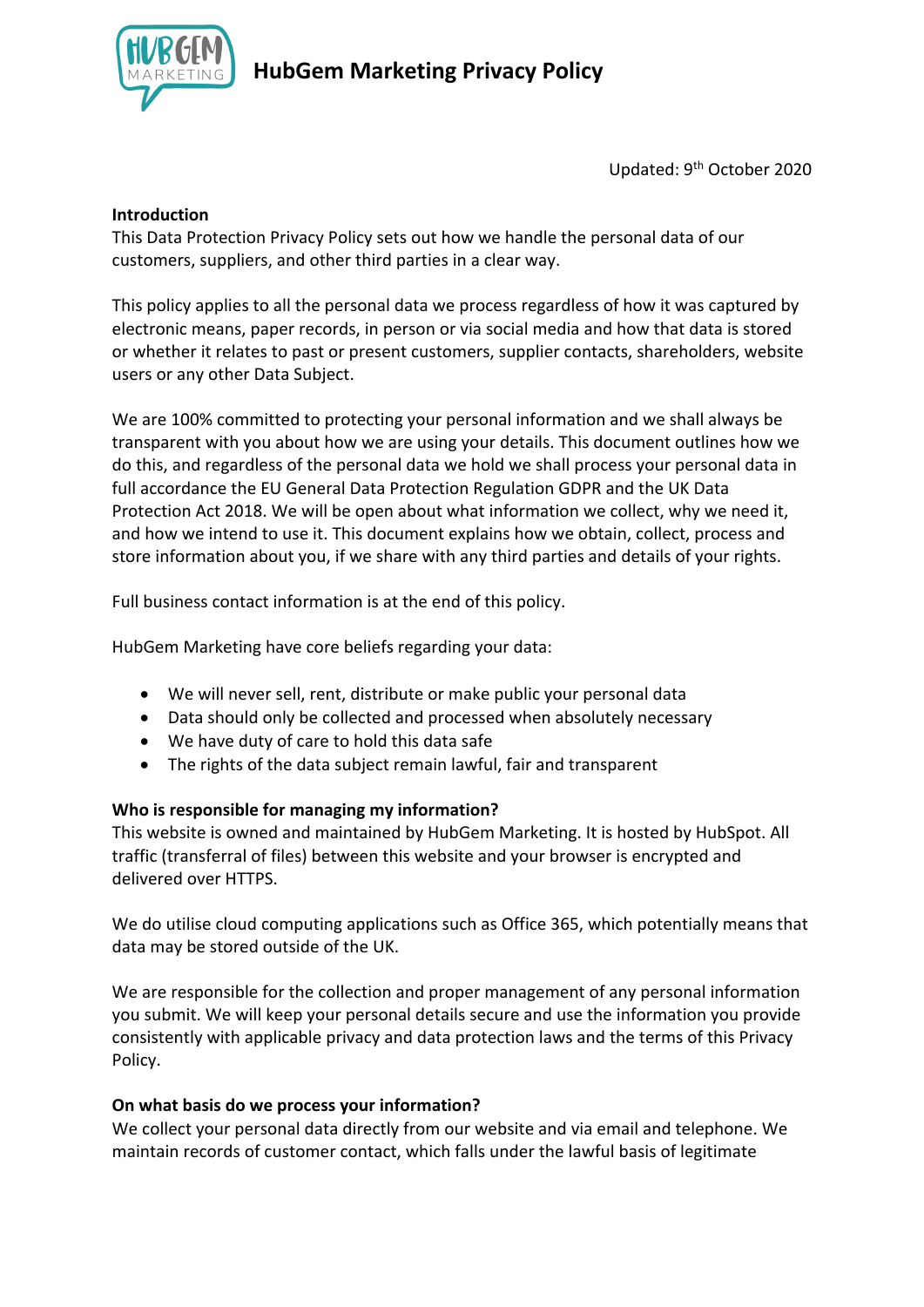# HubGem Marketing Privacy Policy

Updated: 9th October 2020

**Introduction**

This Data Protection Privacy Policy sets out how we handle the personal data of our customers, suppliers, and other third parties in a clear way.

This policy applies to all the personal data we process regardless of how it was captured by electronic means, paper records, in person or via social media and how that data is stored or whether it relates to past or present customers, supplier contacts, shareholders, website users or any other Data Subject.

We are 100% committed to protecting your personal information and we shall always be transparent with you about how we are using your details. This document outlines how we do this, and regardless of the personal data we hold we shall process your personal data in full accordance the EU General Data Protection Regulation GDPR and the UK Data Protection Act 2018. We will be open about what information we collect, why we need it, and how we intend to use it. This document explains how we obtain, collect, process and store information about you, if we share with any third parties and details of your rights.

Full business contact information is at the end of this policy.

HubGem Marketing have core beliefs regarding your data:

- We will never sell, rent, distribute or make public your personal data
- Data should only be collected and processed when absolutely necessary
- We have duty of care to hold this data safe
- The rights of the data subject remain lawful, fair and transparent

**Who is responsible for managing my information?**

This website is owned and maintained by HubGem Marketing. It is hosted by HubSpot. All traffic (transferral of files) between this website and your browser is encrypted and delivered over HTTPS.

We do utilise cloud computing applications such as Office 365, which potentially means that data may be stored outside of the UK.

We are responsible for the collection and proper management of any personal information you submit. We will keep your personal details secure and use the information you provide consistently with applicable privacy and data protection laws and the terms of this Privacy Policy.

**On what basis do we process your information?**

We collect your personal data directly from our website and via email and telephone. We maintain records of customer contact, which falls under the lawful basis of legitimate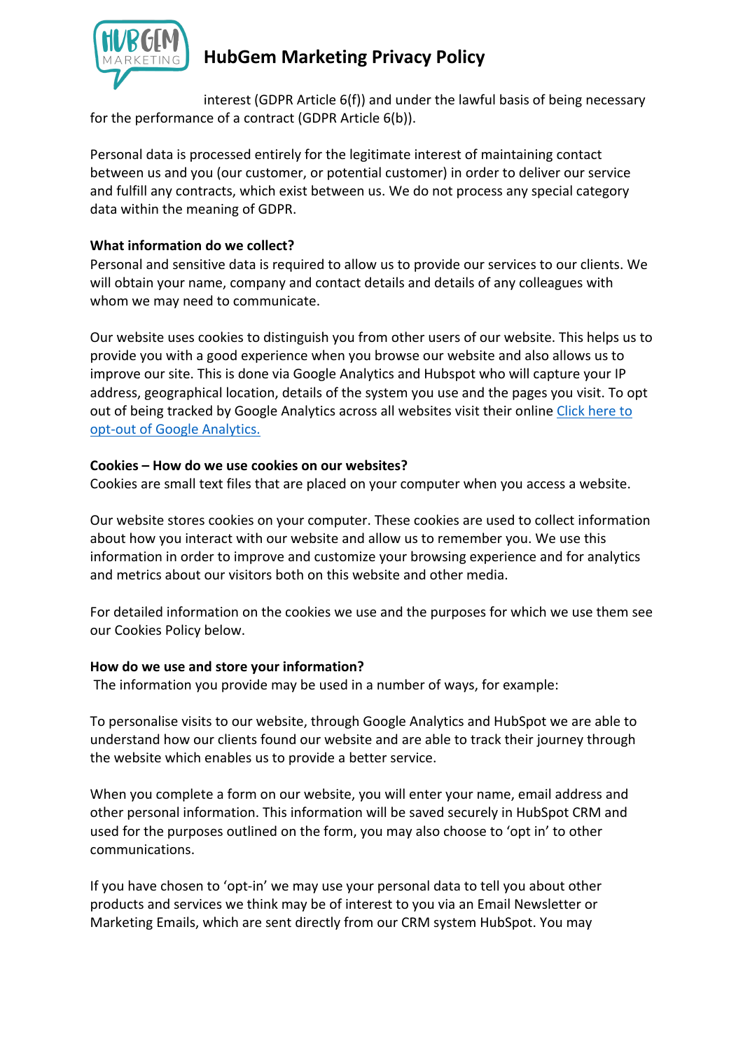interest (GDPR Article 6(f)) and under the lawful basis of being necessary for the performance of a contract (GDPR Article 6(b)).

Personal data is processed entirely for the legitimate interest of maintaining contact between us and you (our customer, or potential customer) in order to deliver our service and fulfill any contracts, which exist between us. We do not process any special category data within the meaning of GDPR.

**What information do we collect?**

Personal and sensitive data is required to allow us to provide our services to our clients. We will obtain your name, company and contact details and details of any colleagues with whom we may need to communicate.

Our website uses cookies to distinguish you from other users of our website. This helps us to provide you with a good experience when you browse our website and also allows us to improve our site. This is done via Google Analytics and Hubspot who will capture your IP address, geographical location, details of the system you use and the pages you visit. To opt out of being tracked by Google Analytics across all websites visit their online Click here to opt-out of Google Analytics.

**Cookies – How do we use cookies on our websites?**

Cookies are small text files that are placed on your computer when you access a website.

Our website stores cookies on your computer. These cookies are used to collect information about how you interact with our website and allow us to remember you. We use this information in order to improve and customize your browsing experience and for analytics and metrics about our visitors both on this website and other media.

For detailed information on the cookies we use and the purposes for which we use them see our Cookies Policy below.

**How do we use and store your information?**

The information you provide may be used in a number of ways, for example:

To personalise visits to our website, through Google Analytics and HubSpot we are able to understand how our clients found our website and are able to track their journey through the website which enables us to provide a better service.

When you complete a form on our website, you will enter your name, email address and other personal information. This information will be saved securely in HubSpot CRM and used for the purposes outlined on the form, you may also choose to 'opt in' to other communications.

If you have chosen to 'opt-in' we may use your personal data to tell you about other products and services we think may be of interest to you via an Email Newsletter or Marketing Emails, which are sent directly from our CRM system HubSpot. You may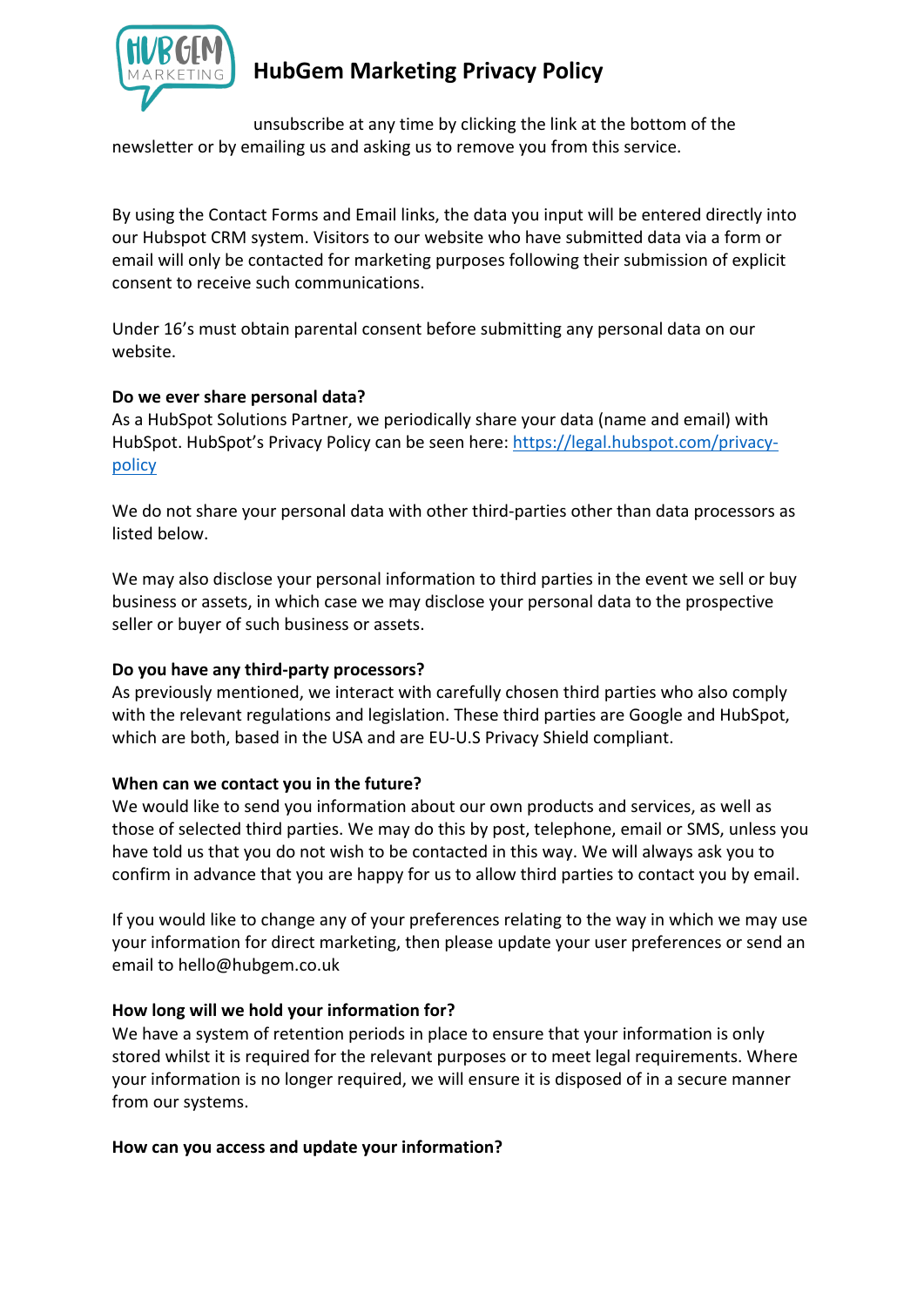unsubscribe at any time by clicking the link at the bottom of the newsletter or by emailing us and asking us to remove you from this service.

By using the Contact Forms and Email links, the data you input will be entered directly into our Hubspot CRM system. Visitors to our website who have submitted data via a form or email will only be contacted for marketing purposes following their submission of explicit consent to receive such communications.

Under 16's must obtain parental consent before submitting any personal data on our website.

**Do we ever share personal data?**
As a HubSpot Solutions Partner, we periodically share your data (name and email) with HubSpot. HubSpot's Privacy Policy can be seen here: [https://legal.hubspot.com/privacy-policy](https://legal.hubspot.com/privacy-policy)

We do not share your personal data with other third-parties other than data processors as listed below.

We may also disclose your personal information to third parties in the event we sell or buy business or assets, in which case we may disclose your personal data to the prospective seller or buyer of such business or assets.

**Do you have any third-party processors?**
As previously mentioned, we interact with carefully chosen third parties who also comply with the relevant regulations and legislation. These third parties are Google and HubSpot, which are both, based in the USA and are EU-U.S Privacy Shield compliant.

**When can we contact you in the future?**
We would like to send you information about our own products and services, as well as those of selected third parties. We may do this by post, telephone, email or SMS, unless you have told us that you do not wish to be contacted in this way. We will always ask you to confirm in advance that you are happy for us to allow third parties to contact you by email.

If you would like to change any of your preferences relating to the way in which we may use your information for direct marketing, then please update your user preferences or send an email to hello@hubgem.co.uk

**How long will we hold your information for?**
We have a system of retention periods in place to ensure that your information is only stored whilst it is required for the relevant purposes or to meet legal requirements. Where your information is no longer required, we will ensure it is disposed of in a secure manner from our systems.

**How can you access and update your information?**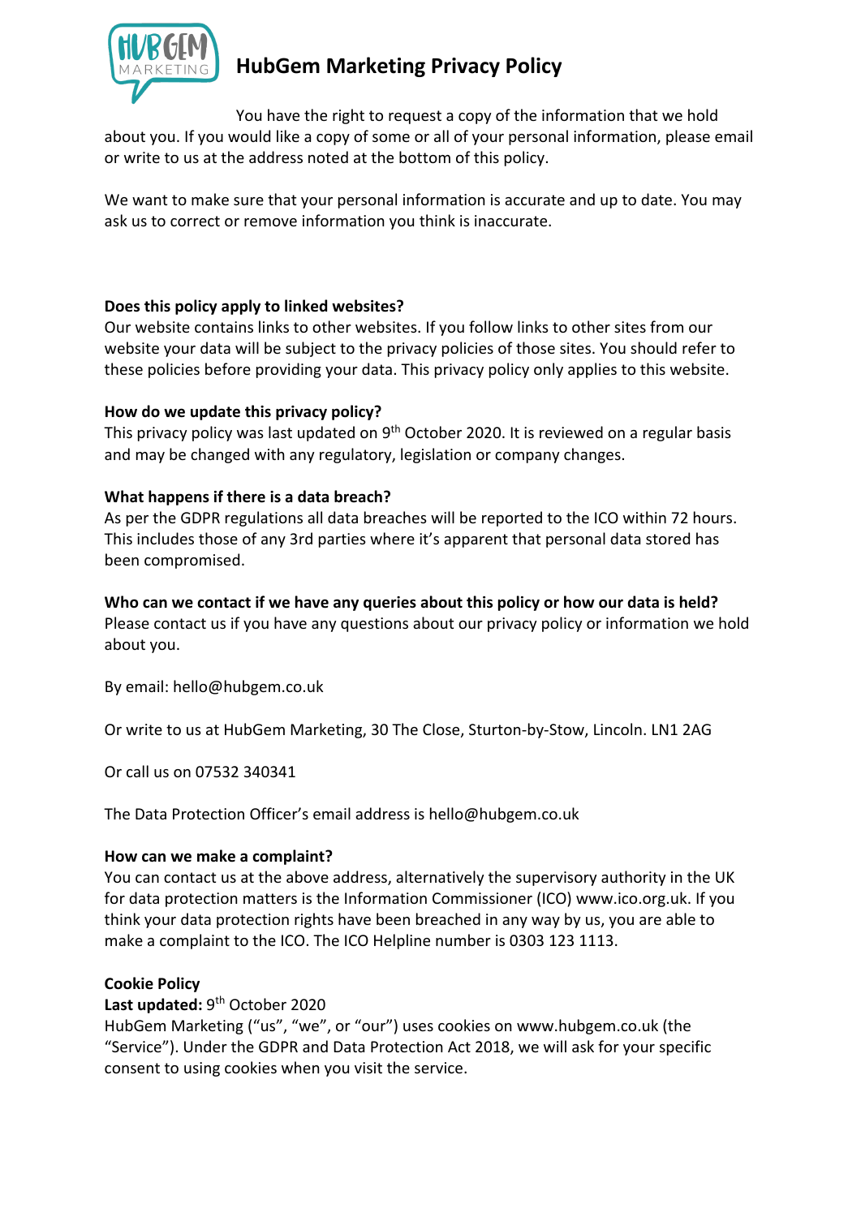You have the right to request a copy of the information that we hold about you. If you would like a copy of some or all of your personal information, please email or write to us at the address noted at the bottom of this policy.

We want to make sure that your personal information is accurate and up to date. You may ask us to correct or remove information you think is inaccurate.

**Does this policy apply to linked websites?**
Our website contains links to other websites. If you follow links to other sites from our website your data will be subject to the privacy policies of those sites. You should refer to these policies before providing your data. This privacy policy only applies to this website.

**How do we update this privacy policy?**
This privacy policy was last updated on 9th October 2020. It is reviewed on a regular basis and may be changed with any regulatory, legislation or company changes.

**What happens if there is a data breach?**
As per the GDPR regulations all data breaches will be reported to the ICO within 72 hours. This includes those of any 3rd parties where it's apparent that personal data stored has been compromised.

**Who can we contact if we have any queries about this policy or how our data is held?**
Please contact us if you have any questions about our privacy policy or information we hold about you.

By email: hello@hubgem.co.uk

Or write to us at HubGem Marketing, 30 The Close, Sturton-by-Stow, Lincoln. LN1 2AG

Or call us on 07532 340341

The Data Protection Officer's email address is hello@hubgem.co.uk

**How can we make a complaint?**
You can contact us at the above address, alternatively the supervisory authority in the UK for data protection matters is the Information Commissioner (ICO) www.ico.org.uk. If you think your data protection rights have been breached in any way by us, you are able to make a complaint to the ICO. The ICO Helpline number is 0303 123 1113.

**Cookie Policy**
**Last updated:** 9th October 2020
HubGem Marketing ("us", "we", or "our") uses cookies on www.hubgem.co.uk (the "Service"). Under the GDPR and Data Protection Act 2018, we will ask for your specific consent to using cookies when you visit the service.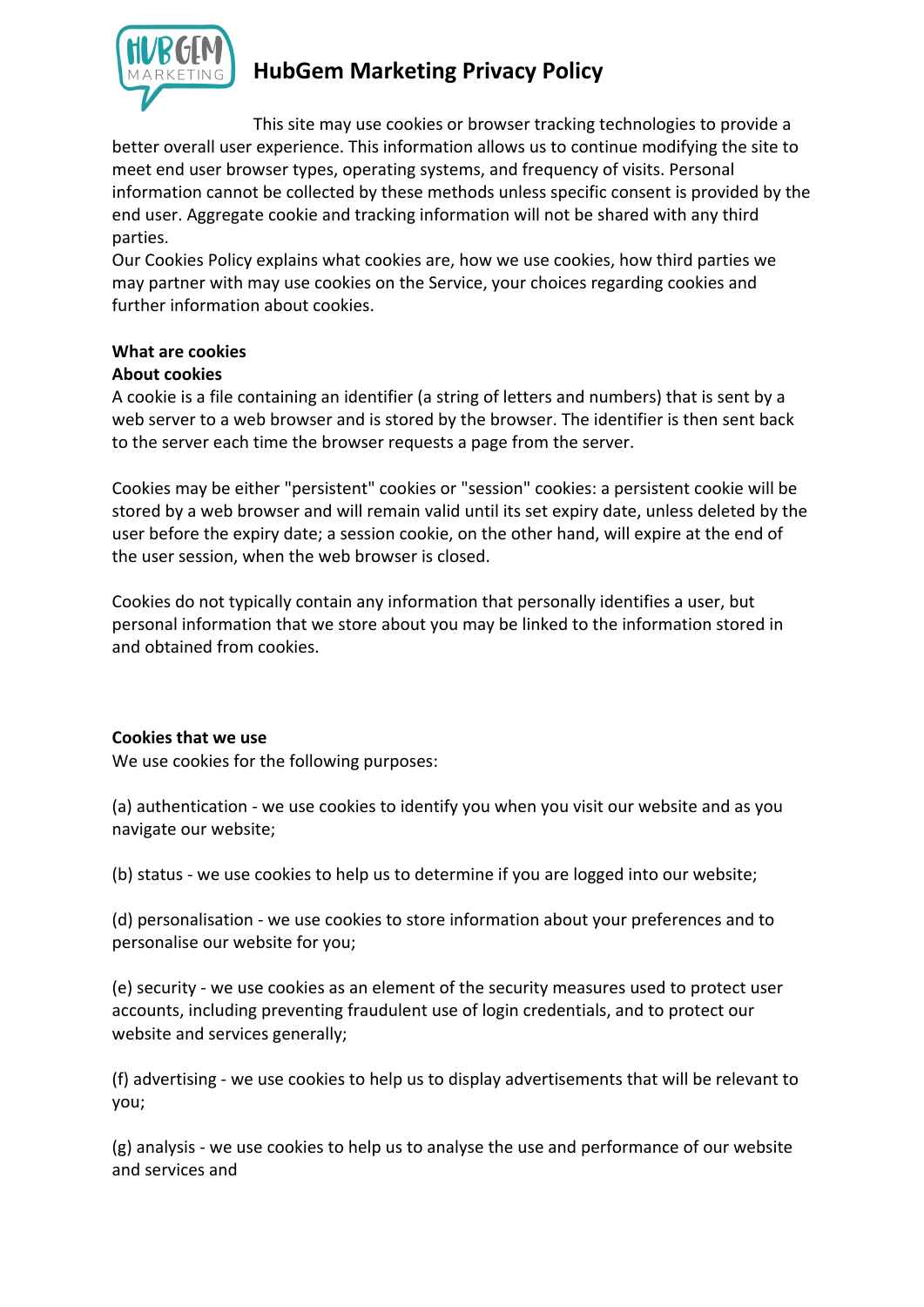# HubGem Marketing Privacy Policy

This site may use cookies or browser tracking technologies to provide a better overall user experience. This information allows us to continue modifying the site to meet end user browser types, operating systems, and frequency of visits. Personal information cannot be collected by these methods unless specific consent is provided by the end user. Aggregate cookie and tracking information will not be shared with any third parties.

Our Cookies Policy explains what cookies are, how we use cookies, how third parties we may partner with may use cookies on the Service, your choices regarding cookies and further information about cookies.

**What are cookies**

**About cookies**

A cookie is a file containing an identifier (a string of letters and numbers) that is sent by a web server to a web browser and is stored by the browser. The identifier is then sent back to the server each time the browser requests a page from the server.

Cookies may be either "persistent" cookies or "session" cookies: a persistent cookie will be stored by a web browser and will remain valid until its set expiry date, unless deleted by the user before the expiry date; a session cookie, on the other hand, will expire at the end of the user session, when the web browser is closed.

Cookies do not typically contain any information that personally identifies a user, but personal information that we store about you may be linked to the information stored in and obtained from cookies.

**Cookies that we use**

We use cookies for the following purposes:

(a) authentication - we use cookies to identify you when you visit our website and as you navigate our website;

(b) status - we use cookies to help us to determine if you are logged into our website;

(d) personalisation - we use cookies to store information about your preferences and to personalise our website for you;

(e) security - we use cookies as an element of the security measures used to protect user accounts, including preventing fraudulent use of login credentials, and to protect our website and services generally;

(f) advertising - we use cookies to help us to display advertisements that will be relevant to you;

(g) analysis - we use cookies to help us to analyse the use and performance of our website and services and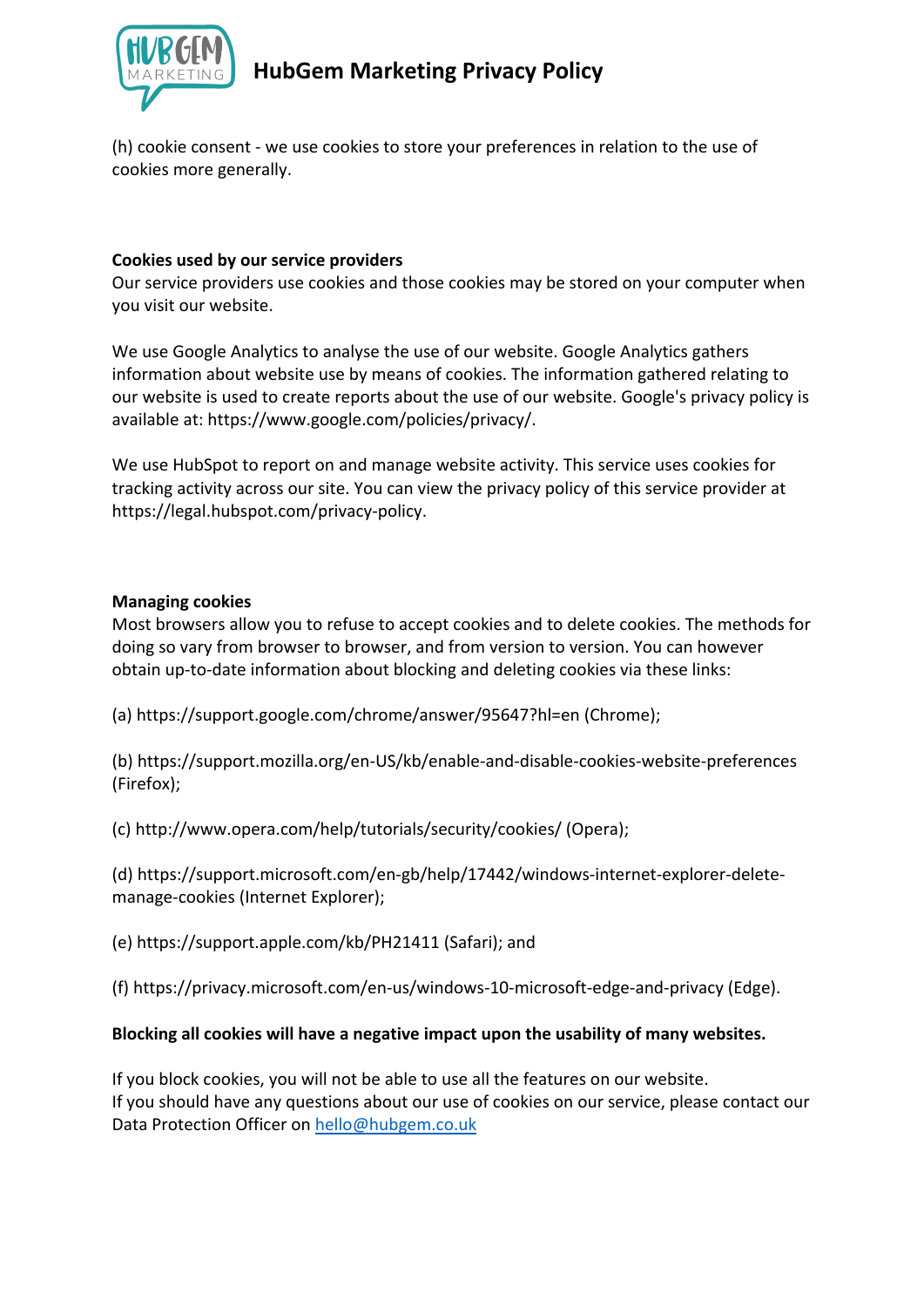(h) cookie consent - we use cookies to store your preferences in relation to the use of cookies more generally.

**Cookies used by our service providers**

Our service providers use cookies and those cookies may be stored on your computer when you visit our website.

We use Google Analytics to analyse the use of our website. Google Analytics gathers information about website use by means of cookies. The information gathered relating to our website is used to create reports about the use of our website. Google's privacy policy is available at: https://www.google.com/policies/privacy/.

We use HubSpot to report on and manage website activity. This service uses cookies for tracking activity across our site. You can view the privacy policy of this service provider at https://legal.hubspot.com/privacy-policy.

**Managing cookies**

Most browsers allow you to refuse to accept cookies and to delete cookies. The methods for doing so vary from browser to browser, and from version to version. You can however obtain up-to-date information about blocking and deleting cookies via these links:

(a) https://support.google.com/chrome/answer/95647?hl=en (Chrome);

(b) https://support.mozilla.org/en-US/kb/enable-and-disable-cookies-website-preferences (Firefox);

(c) http://www.opera.com/help/tutorials/security/cookies/ (Opera);

(d) https://support.microsoft.com/en-gb/help/17442/windows-internet-explorer-delete-manage-cookies (Internet Explorer);

(e) https://support.apple.com/kb/PH21411 (Safari); and

(f) https://privacy.microsoft.com/en-us/windows-10-microsoft-edge-and-privacy (Edge).

**Blocking all cookies will have a negative impact upon the usability of many websites.**

If you block cookies, you will not be able to use all the features on our website.
If you should have any questions about our use of cookies on our service, please contact our Data Protection Officer on hello@hubgem.co.uk